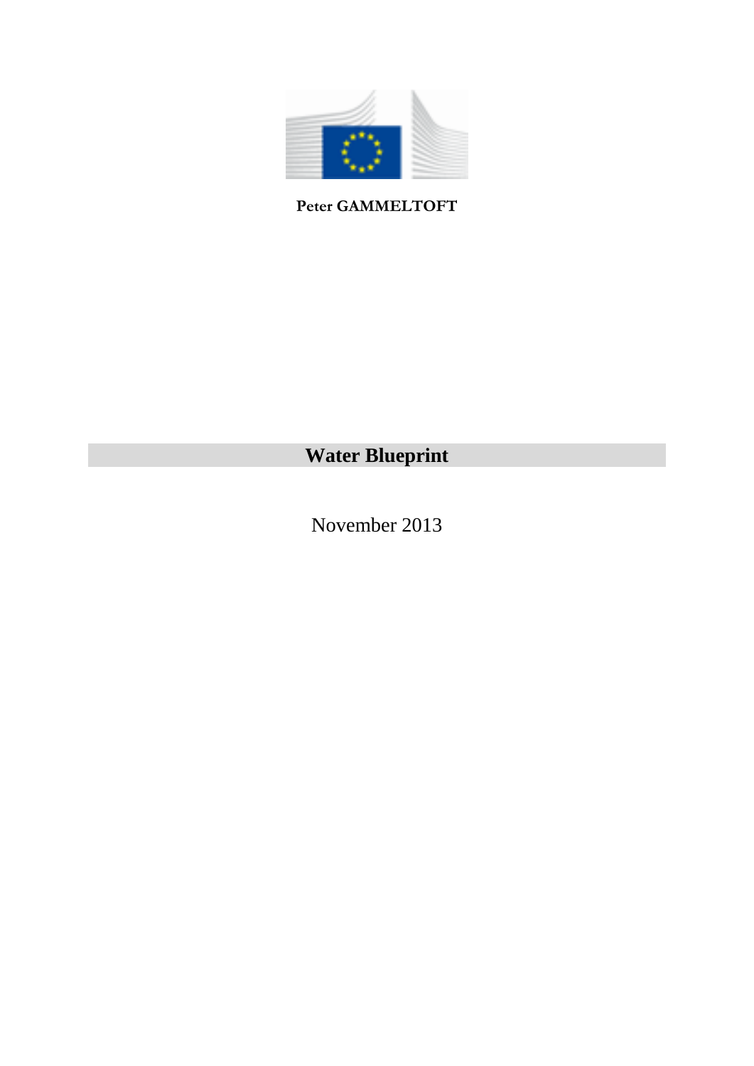**Peter GAMMELTOFT**

# Water Blueprint

November 2013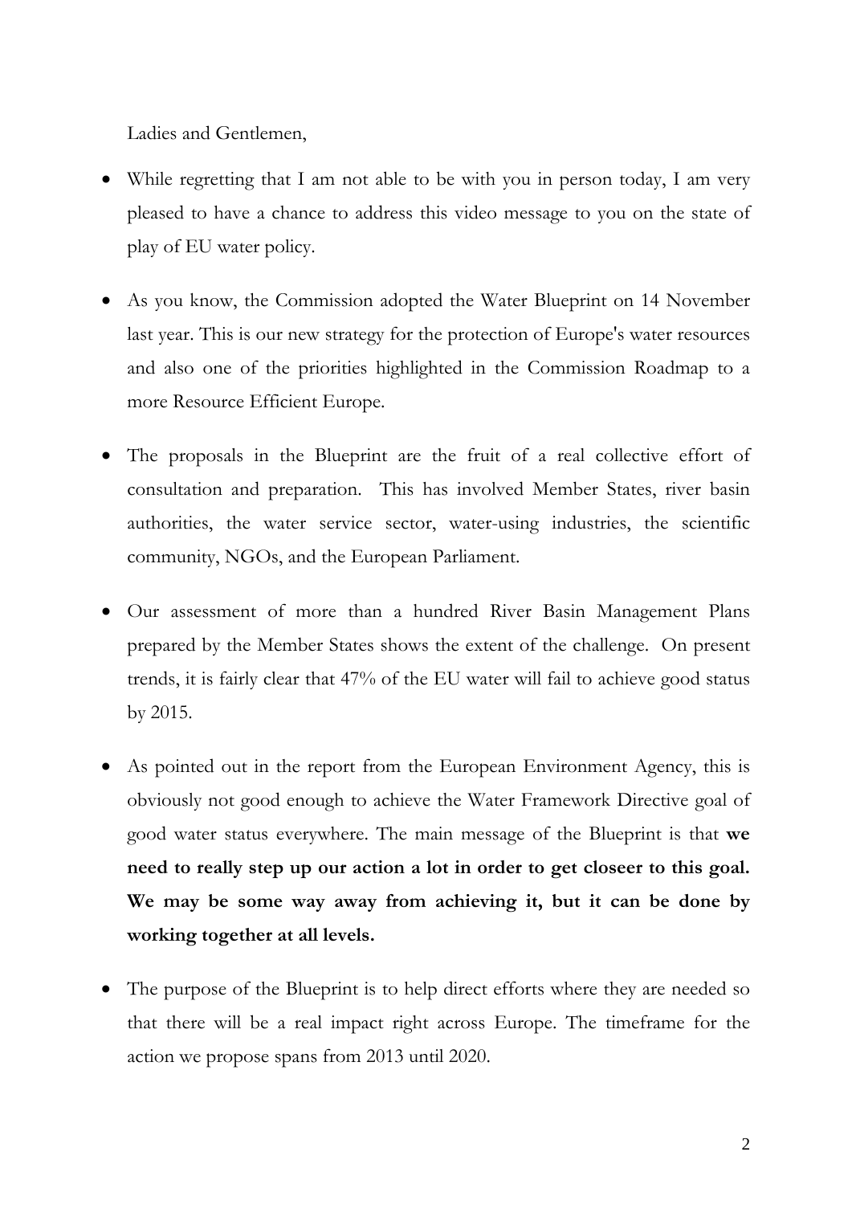Ladies and Gentlemen,

- While regretting that I am not able to be with you in person today, I am very pleased to have a chance to address this video message to you on the state of play of EU water policy.
- As you know, the Commission adopted the Water Blueprint on 14 November last year. This is our new strategy for the protection of Europe's water resources and also one of the priorities highlighted in the Commission Roadmap to a more Resource Efficient Europe.
- The proposals in the Blueprint are the fruit of a real collective effort of consultation and preparation. This has involved Member States, river basin authorities, the water service sector, water-using industries, the scientific community, NGOs, and the European Parliament.
- Our assessment of more than a hundred River Basin Management Plans prepared by the Member States shows the extent of the challenge. On present trends, it is fairly clear that 47% of the EU water will fail to achieve good status by 2015.
- As pointed out in the report from the European Environment Agency, this is obviously not good enough to achieve the Water Framework Directive goal of good water status everywhere. The main message of the Blueprint is that **we need to really step up our action a lot in order to get closeer to this goal. We may be some way away from achieving it, but it can be done by working together at all levels.**
- The purpose of the Blueprint is to help direct efforts where they are needed so that there will be a real impact right across Europe. The timeframe for the action we propose spans from 2013 until 2020.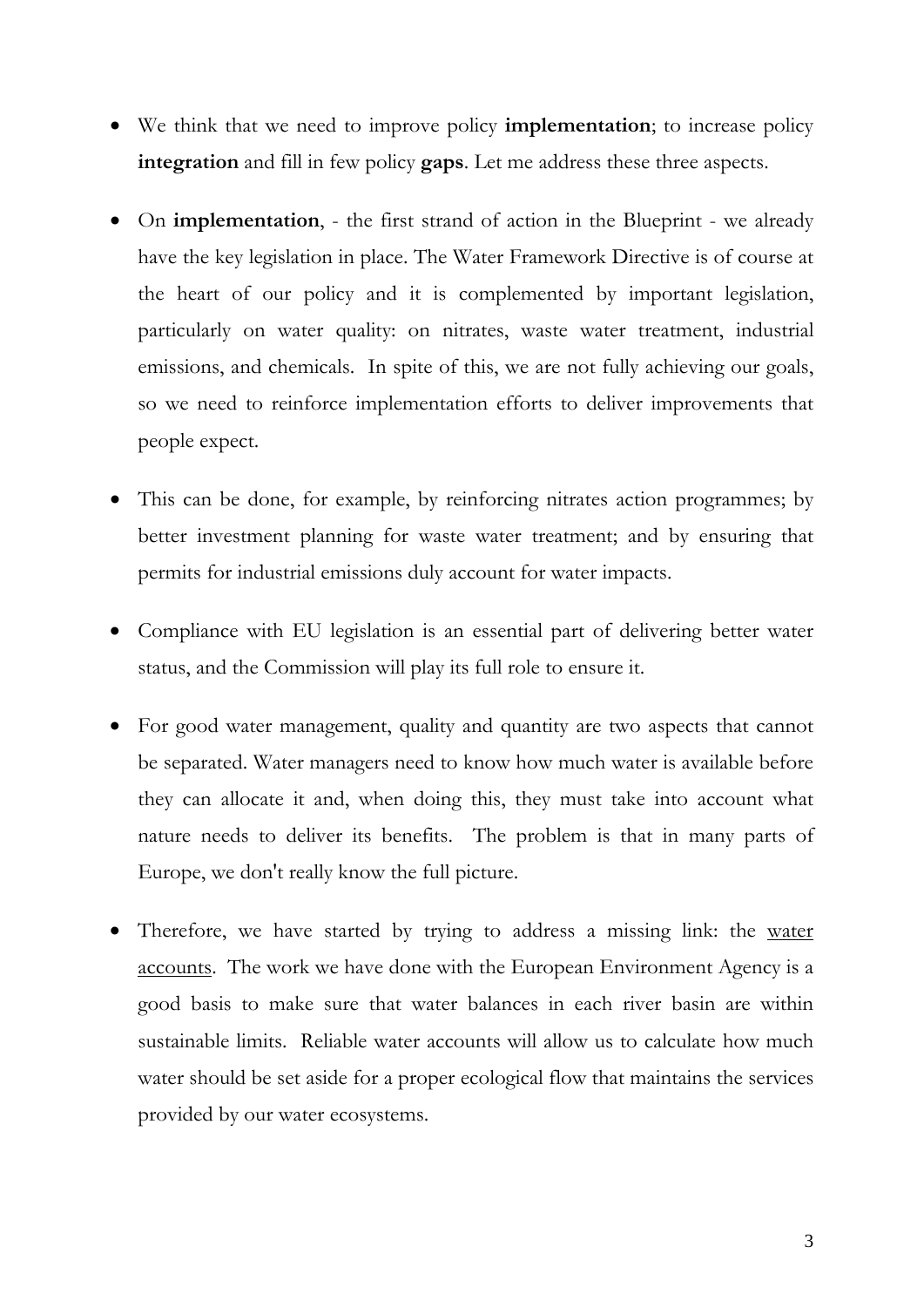- We think that we need to improve policy **implementation**; to increase policy **integration** and fill in few policy **gaps**. Let me address these three aspects.

- On **implementation**, - the first strand of action in the Blueprint - we already have the key legislation in place. The Water Framework Directive is of course at the heart of our policy and it is complemented by important legislation, particularly on water quality: on nitrates, waste water treatment, industrial emissions, and chemicals. In spite of this, we are not fully achieving our goals, so we need to reinforce implementation efforts to deliver improvements that people expect.

- This can be done, for example, by reinforcing nitrates action programmes; by better investment planning for waste water treatment; and by ensuring that permits for industrial emissions duly account for water impacts.

- Compliance with EU legislation is an essential part of delivering better water status, and the Commission will play its full role to ensure it.

- For good water management, quality and quantity are two aspects that cannot be separated. Water managers need to know how much water is available before they can allocate it and, when doing this, they must take into account what nature needs to deliver its benefits. The problem is that in many parts of Europe, we don't really know the full picture.

- Therefore, we have started by trying to address a missing link: the water accounts. The work we have done with the European Environment Agency is a good basis to make sure that water balances in each river basin are within sustainable limits. Reliable water accounts will allow us to calculate how much water should be set aside for a proper ecological flow that maintains the services provided by our water ecosystems.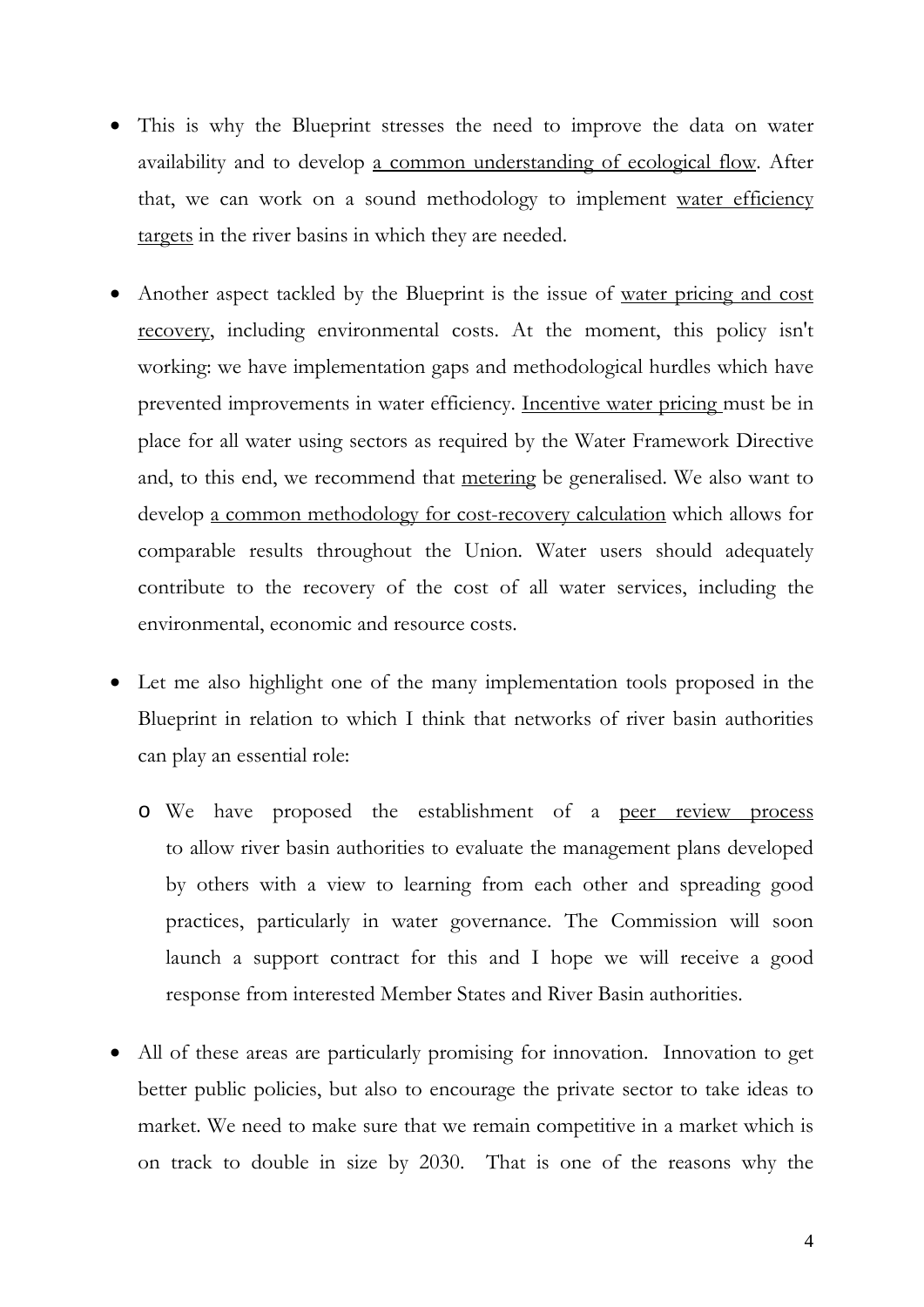- This is why the Blueprint stresses the need to improve the data on water availability and to develop <u>a common understanding of ecological flow</u>. After that, we can work on a sound methodology to implement <u>water efficiency targets</u> in the river basins in which they are needed.

- Another aspect tackled by the Blueprint is the issue of <u>water pricing and cost recovery</u>, including environmental costs. At the moment, this policy isn't working: we have implementation gaps and methodological hurdles which have prevented improvements in water efficiency. <u>Incentive water pricing</u> must be in place for all water using sectors as required by the Water Framework Directive and, to this end, we recommend that <u>metering</u> be generalised. We also want to develop <u>a common methodology for cost-recovery calculation</u> which allows for comparable results throughout the Union. Water users should adequately contribute to the recovery of the cost of all water services, including the environmental, economic and resource costs.

- Let me also highlight one of the many implementation tools proposed in the Blueprint in relation to which I think that networks of river basin authorities can play an essential role:

  - We have proposed the establishment of a <u>peer review process</u> to allow river basin authorities to evaluate the management plans developed by others with a view to learning from each other and spreading good practices, particularly in water governance. The Commission will soon launch a support contract for this and I hope we will receive a good response from interested Member States and River Basin authorities.

- All of these areas are particularly promising for innovation. Innovation to get better public policies, but also to encourage the private sector to take ideas to market. We need to make sure that we remain competitive in a market which is on track to double in size by 2030. That is one of the reasons why the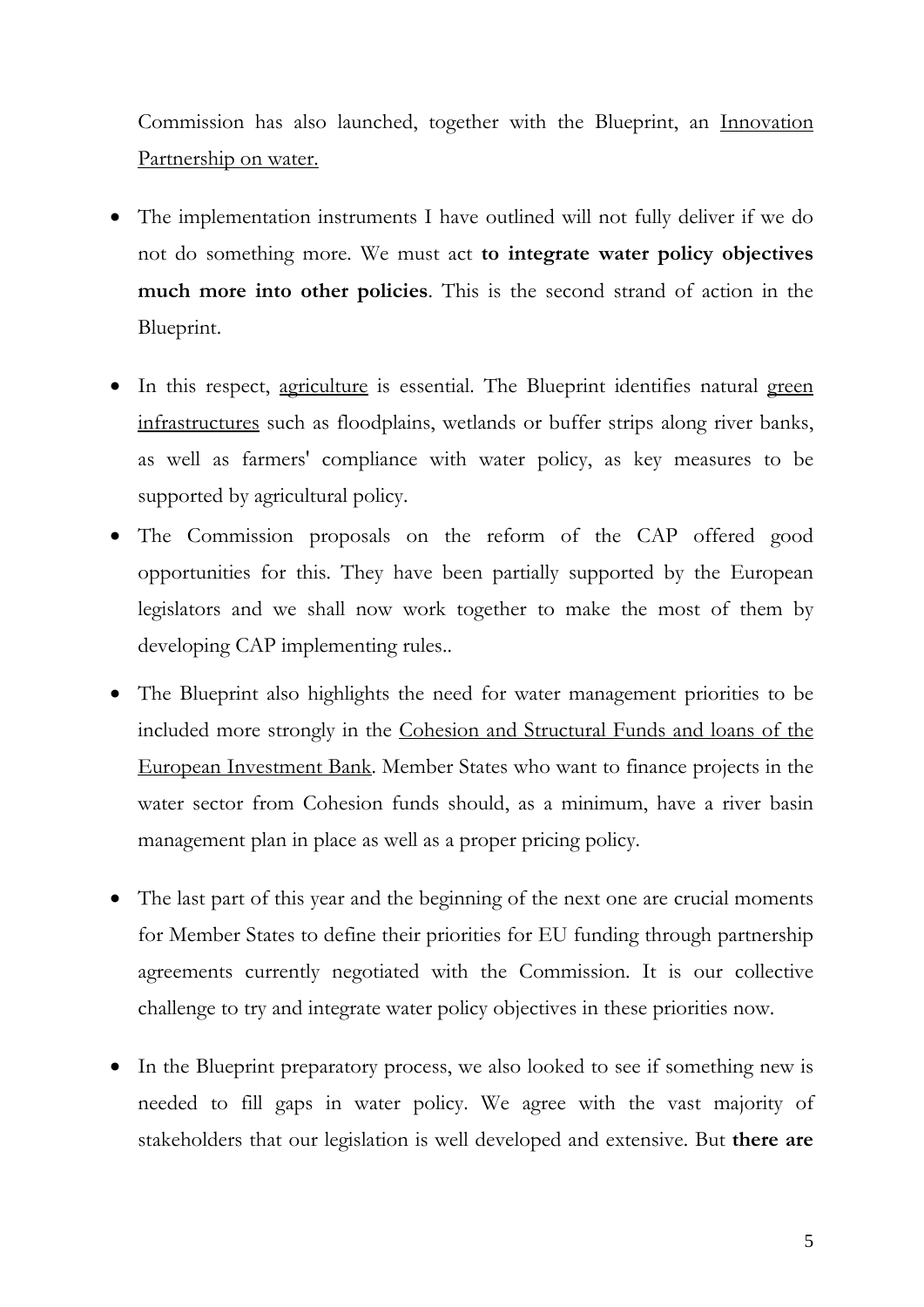Commission has also launched, together with the Blueprint, an <u>Innovation Partnership on water.</u>

- The implementation instruments I have outlined will not fully deliver if we do not do something more. We must act **to integrate water policy objectives much more into other policies**. This is the second strand of action in the Blueprint.

- In this respect, <u>agriculture</u> is essential. The Blueprint identifies natural <u>green infrastructures</u> such as floodplains, wetlands or buffer strips along river banks, as well as farmers' compliance with water policy, as key measures to be supported by agricultural policy.
- The Commission proposals on the reform of the CAP offered good opportunities for this. They have been partially supported by the European legislators and we shall now work together to make the most of them by developing CAP implementing rules..
- The Blueprint also highlights the need for water management priorities to be included more strongly in the <u>Cohesion and Structural Funds and loans of the European Investment Bank</u>. Member States who want to finance projects in the water sector from Cohesion funds should, as a minimum, have a river basin management plan in place as well as a proper pricing policy.

- The last part of this year and the beginning of the next one are crucial moments for Member States to define their priorities for EU funding through partnership agreements currently negotiated with the Commission. It is our collective challenge to try and integrate water policy objectives in these priorities now.

- In the Blueprint preparatory process, we also looked to see if something new is needed to fill gaps in water policy. We agree with the vast majority of stakeholders that our legislation is well developed and extensive. But **there are**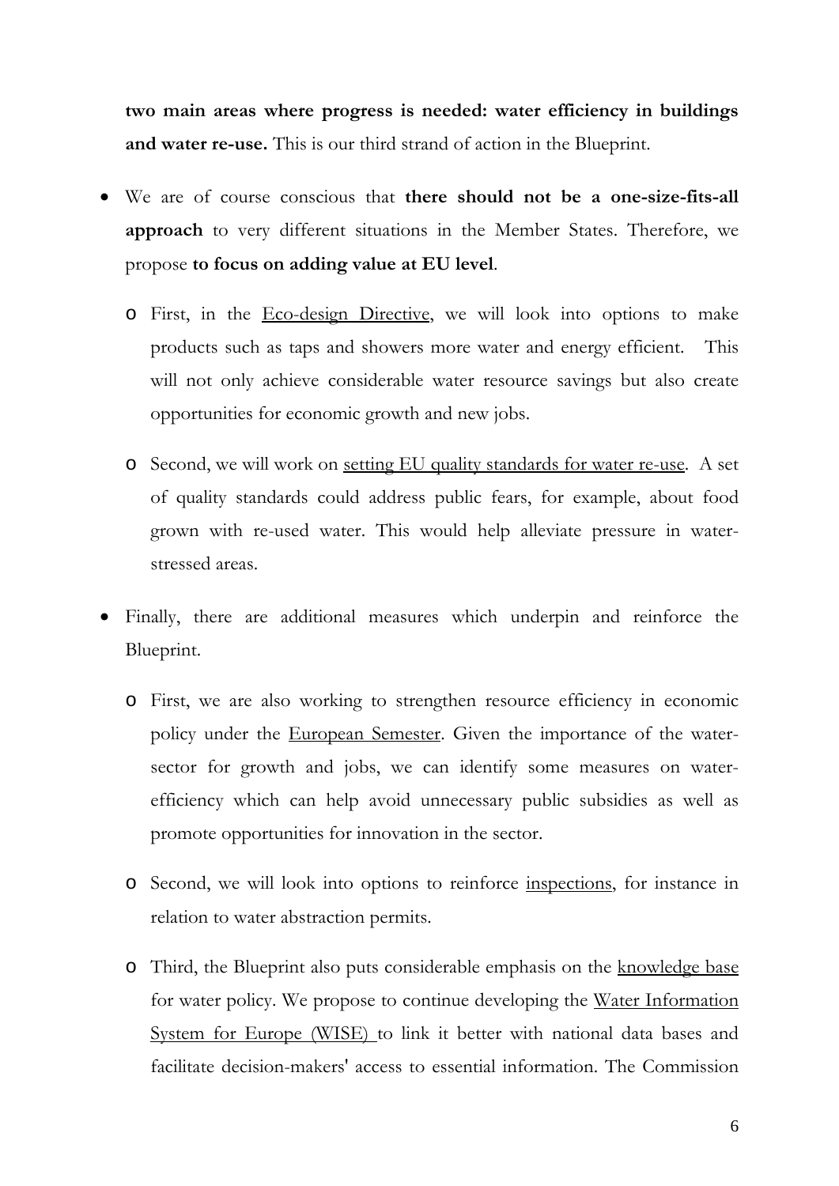**two main areas where progress is needed: water efficiency in buildings and water re-use.** This is our third strand of action in the Blueprint.

- We are of course conscious that **there should not be a one-size-fits-all approach** to very different situations in the Member States. Therefore, we propose **to focus on adding value at EU level**.
  - First, in the Eco-design Directive, we will look into options to make products such as taps and showers more water and energy efficient. This will not only achieve considerable water resource savings but also create opportunities for economic growth and new jobs.
  - Second, we will work on setting EU quality standards for water re-use. A set of quality standards could address public fears, for example, about food grown with re-used water. This would help alleviate pressure in water-stressed areas.
- Finally, there are additional measures which underpin and reinforce the Blueprint.
  - First, we are also working to strengthen resource efficiency in economic policy under the European Semester. Given the importance of the water-sector for growth and jobs, we can identify some measures on water-efficiency which can help avoid unnecessary public subsidies as well as promote opportunities for innovation in the sector.
  - Second, we will look into options to reinforce inspections, for instance in relation to water abstraction permits.
  - Third, the Blueprint also puts considerable emphasis on the knowledge base for water policy. We propose to continue developing the Water Information System for Europe (WISE) to link it better with national data bases and facilitate decision-makers' access to essential information. The Commission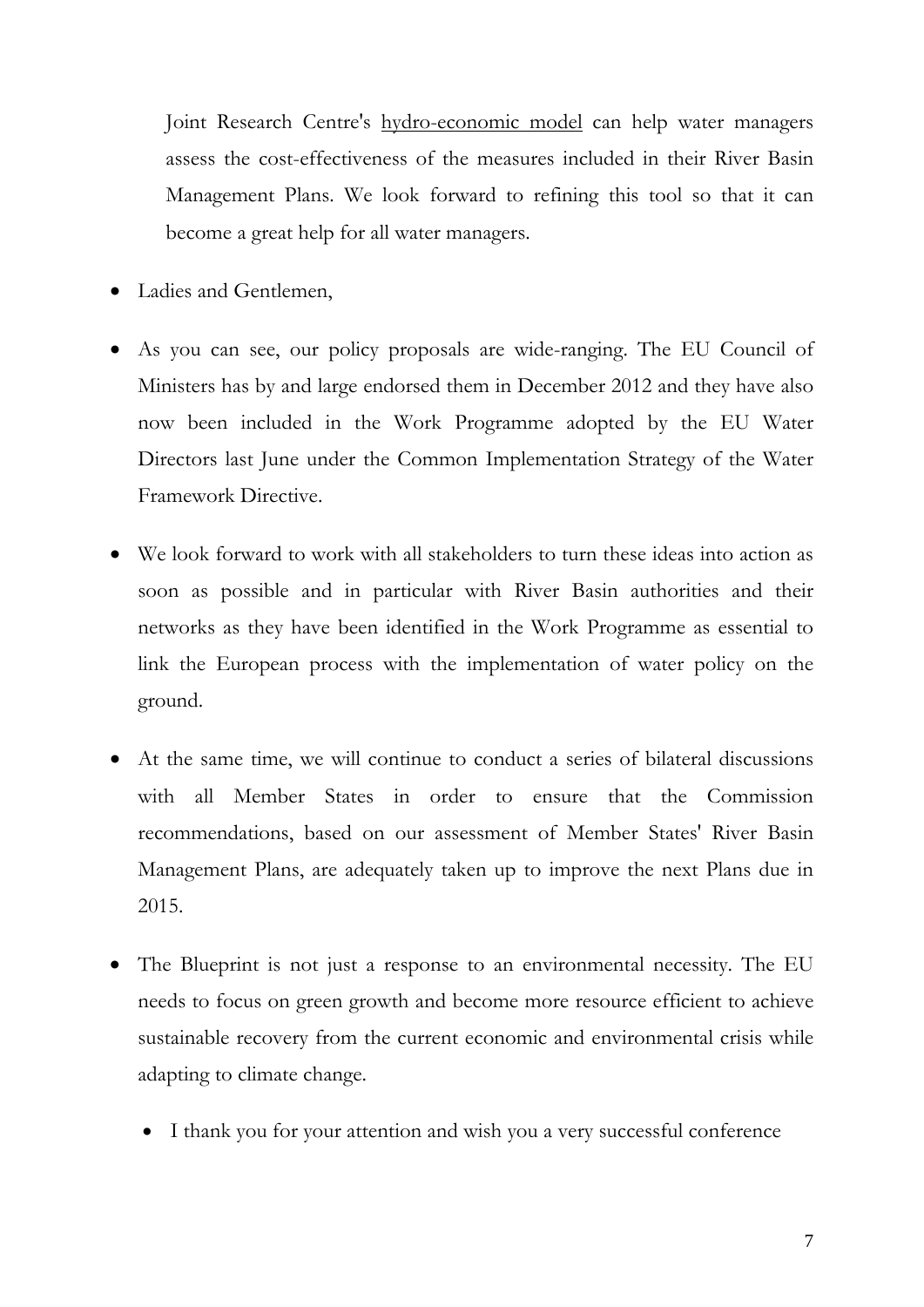Joint Research Centre's hydro-economic model can help water managers assess the cost-effectiveness of the measures included in their River Basin Management Plans. We look forward to refining this tool so that it can become a great help for all water managers.

- Ladies and Gentlemen,
- As you can see, our policy proposals are wide-ranging. The EU Council of Ministers has by and large endorsed them in December 2012 and they have also now been included in the Work Programme adopted by the EU Water Directors last June under the Common Implementation Strategy of the Water Framework Directive.
- We look forward to work with all stakeholders to turn these ideas into action as soon as possible and in particular with River Basin authorities and their networks as they have been identified in the Work Programme as essential to link the European process with the implementation of water policy on the ground.
- At the same time, we will continue to conduct a series of bilateral discussions with all Member States in order to ensure that the Commission recommendations, based on our assessment of Member States' River Basin Management Plans, are adequately taken up to improve the next Plans due in 2015.
- The Blueprint is not just a response to an environmental necessity. The EU needs to focus on green growth and become more resource efficient to achieve sustainable recovery from the current economic and environmental crisis while adapting to climate change.
  - I thank you for your attention and wish you a very successful conference